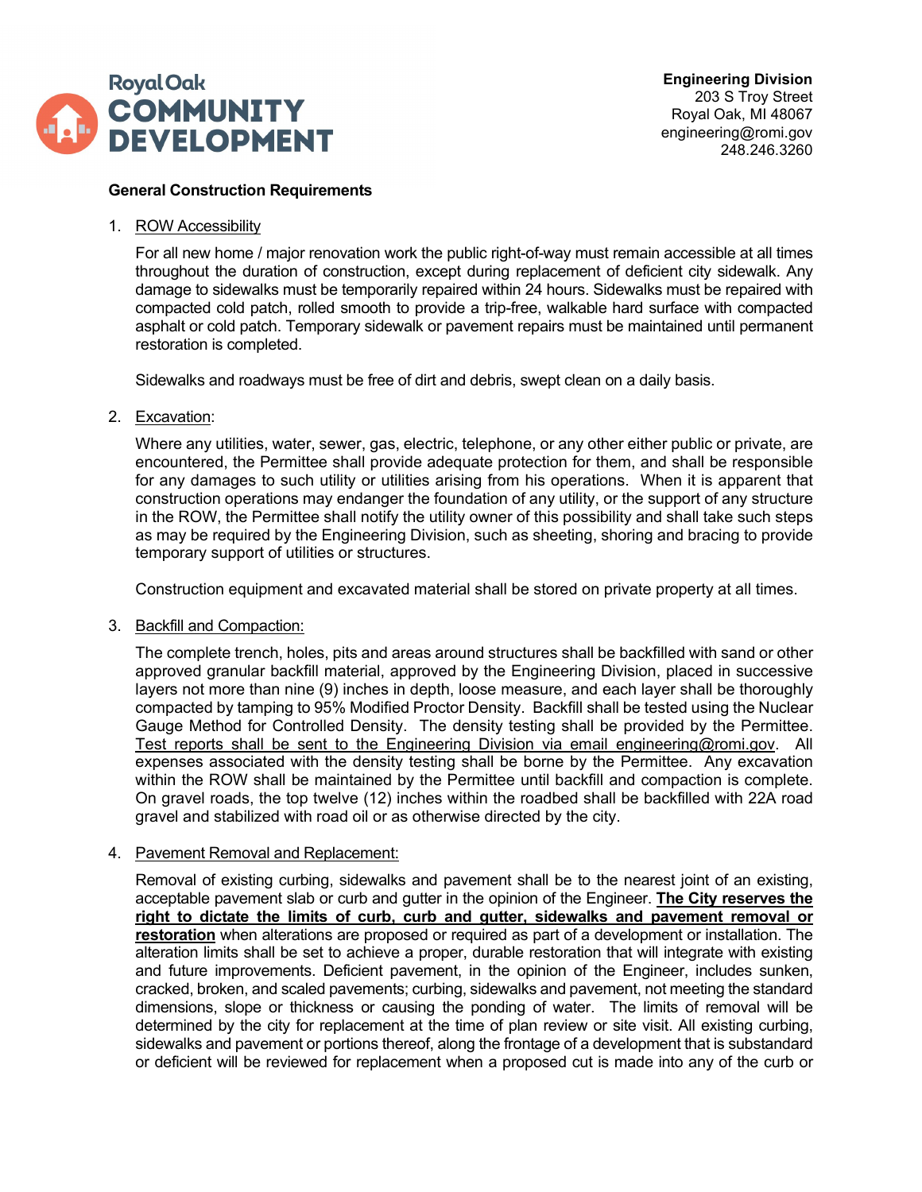Royal Oak
**COMMUNITY DEVELOPMENT**

**Engineering Division**
203 S Troy Street
Royal Oak, MI 48067
engineering@romi.gov
248.246.3260

## General Construction Requirements

1. ROW Accessibility

   For all new home / major renovation work the public right-of-way must remain accessible at all times throughout the duration of construction, except during replacement of deficient city sidewalk. Any damage to sidewalks must be temporarily repaired within 24 hours. Sidewalks must be repaired with compacted cold patch, rolled smooth to provide a trip-free, walkable hard surface with compacted asphalt or cold patch. Temporary sidewalk or pavement repairs must be maintained until permanent restoration is completed.

   Sidewalks and roadways must be free of dirt and debris, swept clean on a daily basis.

2. Excavation:

   Where any utilities, water, sewer, gas, electric, telephone, or any other either public or private, are encountered, the Permittee shall provide adequate protection for them, and shall be responsible for any damages to such utility or utilities arising from his operations. When it is apparent that construction operations may endanger the foundation of any utility, or the support of any structure in the ROW, the Permittee shall notify the utility owner of this possibility and shall take such steps as may be required by the Engineering Division, such as sheeting, shoring and bracing to provide temporary support of utilities or structures.

   Construction equipment and excavated material shall be stored on private property at all times.

3. Backfill and Compaction:

   The complete trench, holes, pits and areas around structures shall be backfilled with sand or other approved granular backfill material, approved by the Engineering Division, placed in successive layers not more than nine (9) inches in depth, loose measure, and each layer shall be thoroughly compacted by tamping to 95% Modified Proctor Density. Backfill shall be tested using the Nuclear Gauge Method for Controlled Density. The density testing shall be provided by the Permittee. Test reports shall be sent to the Engineering Division via email engineering@romi.gov. All expenses associated with the density testing shall be borne by the Permittee. Any excavation within the ROW shall be maintained by the Permittee until backfill and compaction is complete. On gravel roads, the top twelve (12) inches within the roadbed shall be backfilled with 22A road gravel and stabilized with road oil or as otherwise directed by the city.

4. Pavement Removal and Replacement:

   Removal of existing curbing, sidewalks and pavement shall be to the nearest joint of an existing, acceptable pavement slab or curb and gutter in the opinion of the Engineer. **The City reserves the right to dictate the limits of curb, curb and gutter, sidewalks and pavement removal or restoration** when alterations are proposed or required as part of a development or installation. The alteration limits shall be set to achieve a proper, durable restoration that will integrate with existing and future improvements. Deficient pavement, in the opinion of the Engineer, includes sunken, cracked, broken, and scaled pavements; curbing, sidewalks and pavement, not meeting the standard dimensions, slope or thickness or causing the ponding of water. The limits of removal will be determined by the city for replacement at the time of plan review or site visit. All existing curbing, sidewalks and pavement or portions thereof, along the frontage of a development that is substandard or deficient will be reviewed for replacement when a proposed cut is made into any of the curb or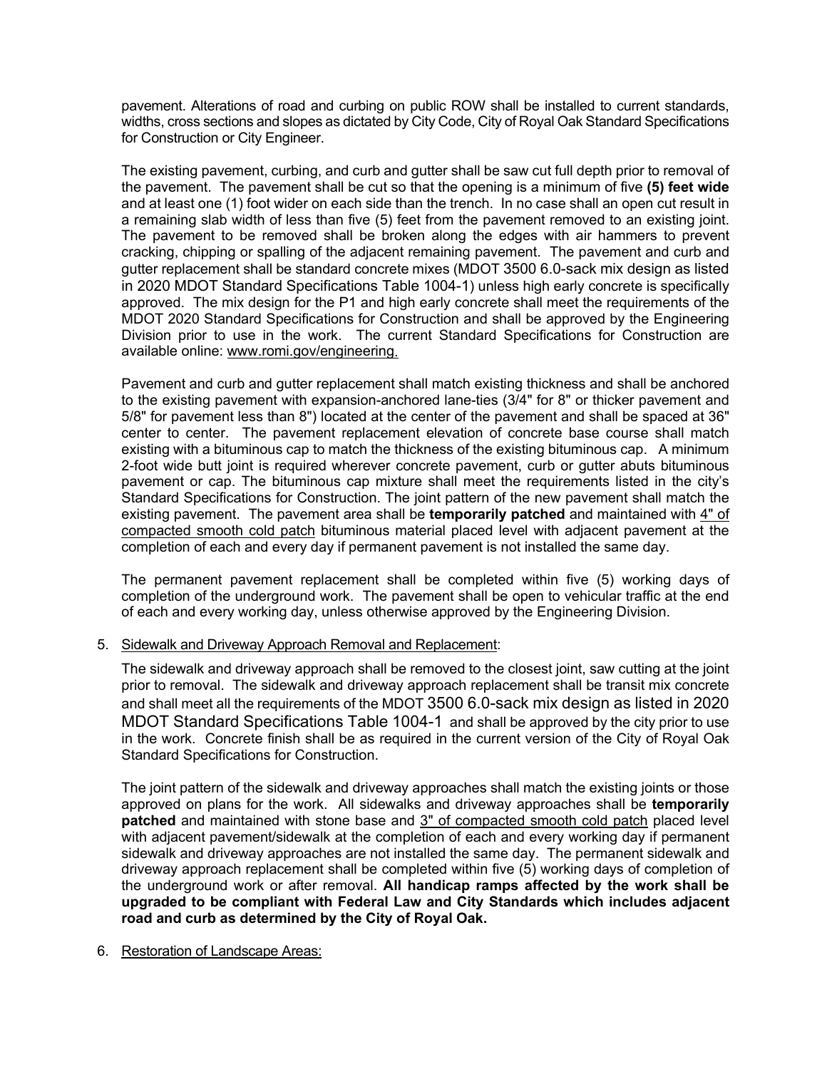pavement. Alterations of road and curbing on public ROW shall be installed to current standards, widths, cross sections and slopes as dictated by City Code, City of Royal Oak Standard Specifications for Construction or City Engineer.

The existing pavement, curbing, and curb and gutter shall be saw cut full depth prior to removal of the pavement. The pavement shall be cut so that the opening is a minimum of five **(5) feet wide** and at least one (1) foot wider on each side than the trench. In no case shall an open cut result in a remaining slab width of less than five (5) feet from the pavement removed to an existing joint. The pavement to be removed shall be broken along the edges with air hammers to prevent cracking, chipping or spalling of the adjacent remaining pavement. The pavement and curb and gutter replacement shall be standard concrete mixes (MDOT 3500 6.0-sack mix design as listed in 2020 MDOT Standard Specifications Table 1004-1) unless high early concrete is specifically approved. The mix design for the P1 and high early concrete shall meet the requirements of the MDOT 2020 Standard Specifications for Construction and shall be approved by the Engineering Division prior to use in the work. The current Standard Specifications for Construction are available online: www.romi.gov/engineering.

Pavement and curb and gutter replacement shall match existing thickness and shall be anchored to the existing pavement with expansion-anchored lane-ties (3/4" for 8" or thicker pavement and 5/8" for pavement less than 8") located at the center of the pavement and shall be spaced at 36" center to center. The pavement replacement elevation of concrete base course shall match existing with a bituminous cap to match the thickness of the existing bituminous cap. A minimum 2-foot wide butt joint is required wherever concrete pavement, curb or gutter abuts bituminous pavement or cap. The bituminous cap mixture shall meet the requirements listed in the city's Standard Specifications for Construction. The joint pattern of the new pavement shall match the existing pavement. The pavement area shall be **temporarily patched** and maintained with 4" of compacted smooth cold patch bituminous material placed level with adjacent pavement at the completion of each and every day if permanent pavement is not installed the same day.

The permanent pavement replacement shall be completed within five (5) working days of completion of the underground work. The pavement shall be open to vehicular traffic at the end of each and every working day, unless otherwise approved by the Engineering Division.

5. Sidewalk and Driveway Approach Removal and Replacement:

   The sidewalk and driveway approach shall be removed to the closest joint, saw cutting at the joint prior to removal. The sidewalk and driveway approach replacement shall be transit mix concrete and shall meet all the requirements of the MDOT 3500 6.0-sack mix design as listed in 2020 MDOT Standard Specifications Table 1004-1 and shall be approved by the city prior to use in the work. Concrete finish shall be as required in the current version of the City of Royal Oak Standard Specifications for Construction.

   The joint pattern of the sidewalk and driveway approaches shall match the existing joints or those approved on plans for the work. All sidewalks and driveway approaches shall be **temporarily patched** and maintained with stone base and 3" of compacted smooth cold patch placed level with adjacent pavement/sidewalk at the completion of each and every working day if permanent sidewalk and driveway approaches are not installed the same day. The permanent sidewalk and driveway approach replacement shall be completed within five (5) working days of completion of the underground work or after removal. **All handicap ramps affected by the work shall be upgraded to be compliant with Federal Law and City Standards which includes adjacent road and curb as determined by the City of Royal Oak.**

6. Restoration of Landscape Areas: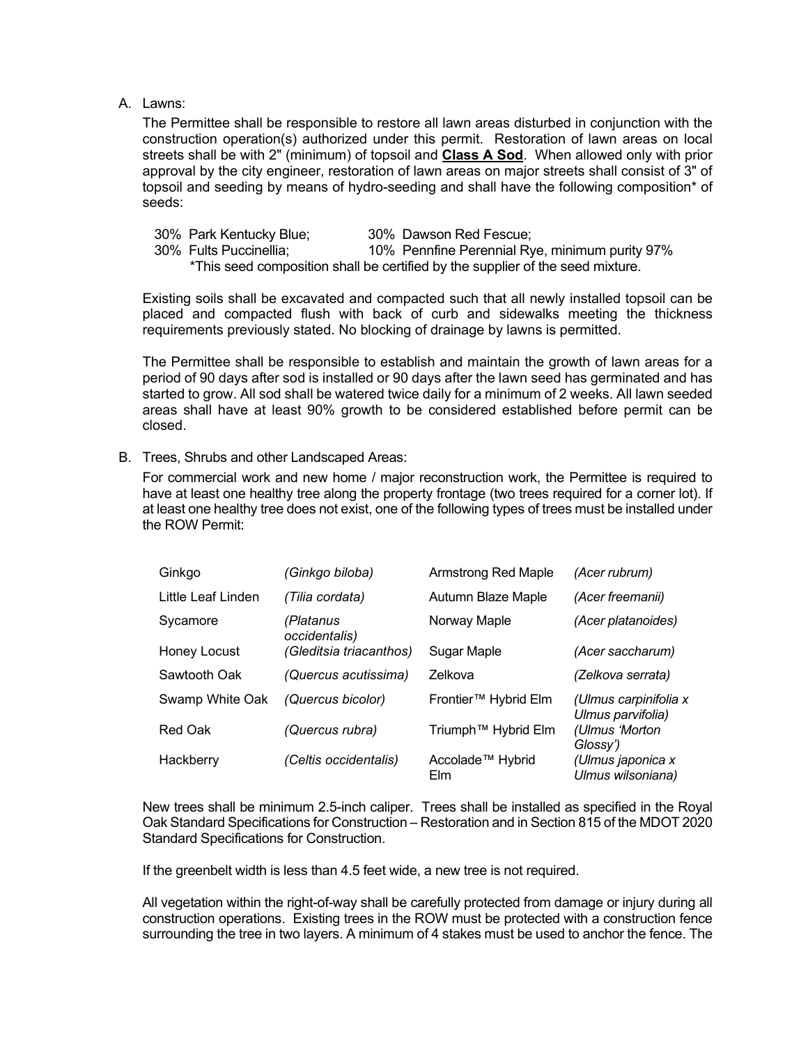A. Lawns:

The Permittee shall be responsible to restore all lawn areas disturbed in conjunction with the construction operation(s) authorized under this permit. Restoration of lawn areas on local streets shall be with 2" (minimum) of topsoil and **Class A Sod**. When allowed only with prior approval by the city engineer, restoration of lawn areas on major streets shall consist of 3" of topsoil and seeding by means of hydro-seeding and shall have the following composition* of seeds:

30% Park Kentucky Blue; 30% Dawson Red Fescue;
30% Fults Puccinellia; 10% Pennfine Perennial Rye, minimum purity 97%
*This seed composition shall be certified by the supplier of the seed mixture.

Existing soils shall be excavated and compacted such that all newly installed topsoil can be placed and compacted flush with back of curb and sidewalks meeting the thickness requirements previously stated. No blocking of drainage by lawns is permitted.

The Permittee shall be responsible to establish and maintain the growth of lawn areas for a period of 90 days after sod is installed or 90 days after the lawn seed has germinated and has started to grow. All sod shall be watered twice daily for a minimum of 2 weeks. All lawn seeded areas shall have at least 90% growth to be considered established before permit can be closed.

B. Trees, Shrubs and other Landscaped Areas:

For commercial work and new home / major reconstruction work, the Permittee is required to have at least one healthy tree along the property frontage (two trees required for a corner lot). If at least one healthy tree does not exist, one of the following types of trees must be installed under the ROW Permit:

| | | | |
|---|---|---|---|
| Ginkgo | *(Ginkgo biloba)* | Armstrong Red Maple | *(Acer rubrum)* |
| Little Leaf Linden | *(Tilia cordata)* | Autumn Blaze Maple | *(Acer freemanii)* |
| Sycamore | *(Platanus occidentalis)* | Norway Maple | *(Acer platanoides)* |
| Honey Locust | *(Gleditsia triacanthos)* | Sugar Maple | *(Acer saccharum)* |
| Sawtooth Oak | *(Quercus acutissima)* | Zelkova | *(Zelkova serrata)* |
| Swamp White Oak | *(Quercus bicolor)* | Frontier™ Hybrid Elm | *(Ulmus carpinifolia x Ulmus parvifolia)* |
| Red Oak | *(Quercus rubra)* | Triumph™ Hybrid Elm | *(Ulmus 'Morton Glossy')* |
| Hackberry | *(Celtis occidentalis)* | Accolade™ Hybrid Elm | *(Ulmus japonica x Ulmus wilsoniana)* |

New trees shall be minimum 2.5-inch caliper. Trees shall be installed as specified in the Royal Oak Standard Specifications for Construction – Restoration and in Section 815 of the MDOT 2020 Standard Specifications for Construction.

If the greenbelt width is less than 4.5 feet wide, a new tree is not required.

All vegetation within the right-of-way shall be carefully protected from damage or injury during all construction operations. Existing trees in the ROW must be protected with a construction fence surrounding the tree in two layers. A minimum of 4 stakes must be used to anchor the fence. The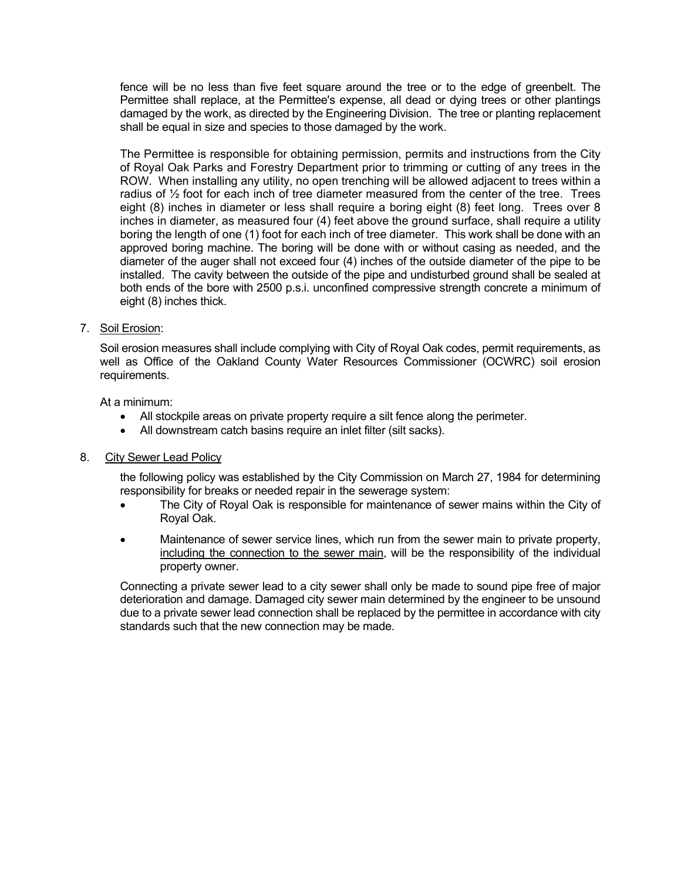fence will be no less than five feet square around the tree or to the edge of greenbelt. The Permittee shall replace, at the Permittee's expense, all dead or dying trees or other plantings damaged by the work, as directed by the Engineering Division. The tree or planting replacement shall be equal in size and species to those damaged by the work.

The Permittee is responsible for obtaining permission, permits and instructions from the City of Royal Oak Parks and Forestry Department prior to trimming or cutting of any trees in the ROW. When installing any utility, no open trenching will be allowed adjacent to trees within a radius of ½ foot for each inch of tree diameter measured from the center of the tree. Trees eight (8) inches in diameter or less shall require a boring eight (8) feet long. Trees over 8 inches in diameter, as measured four (4) feet above the ground surface, shall require a utility boring the length of one (1) foot for each inch of tree diameter. This work shall be done with an approved boring machine. The boring will be done with or without casing as needed, and the diameter of the auger shall not exceed four (4) inches of the outside diameter of the pipe to be installed. The cavity between the outside of the pipe and undisturbed ground shall be sealed at both ends of the bore with 2500 p.s.i. unconfined compressive strength concrete a minimum of eight (8) inches thick.

7. <u>Soil Erosion</u>:

   Soil erosion measures shall include complying with City of Royal Oak codes, permit requirements, as well as Office of the Oakland County Water Resources Commissioner (OCWRC) soil erosion requirements.

   At a minimum:

   - All stockpile areas on private property require a silt fence along the perimeter.
   - All downstream catch basins require an inlet filter (silt sacks).

8. <u>City Sewer Lead Policy</u>

   the following policy was established by the City Commission on March 27, 1984 for determining responsibility for breaks or needed repair in the sewerage system:

   - The City of Royal Oak is responsible for maintenance of sewer mains within the City of Royal Oak.
   - Maintenance of sewer service lines, which run from the sewer main to private property, <u>including the connection to the sewer main</u>, will be the responsibility of the individual property owner.

   Connecting a private sewer lead to a city sewer shall only be made to sound pipe free of major deterioration and damage. Damaged city sewer main determined by the engineer to be unsound due to a private sewer lead connection shall be replaced by the permittee in accordance with city standards such that the new connection may be made.